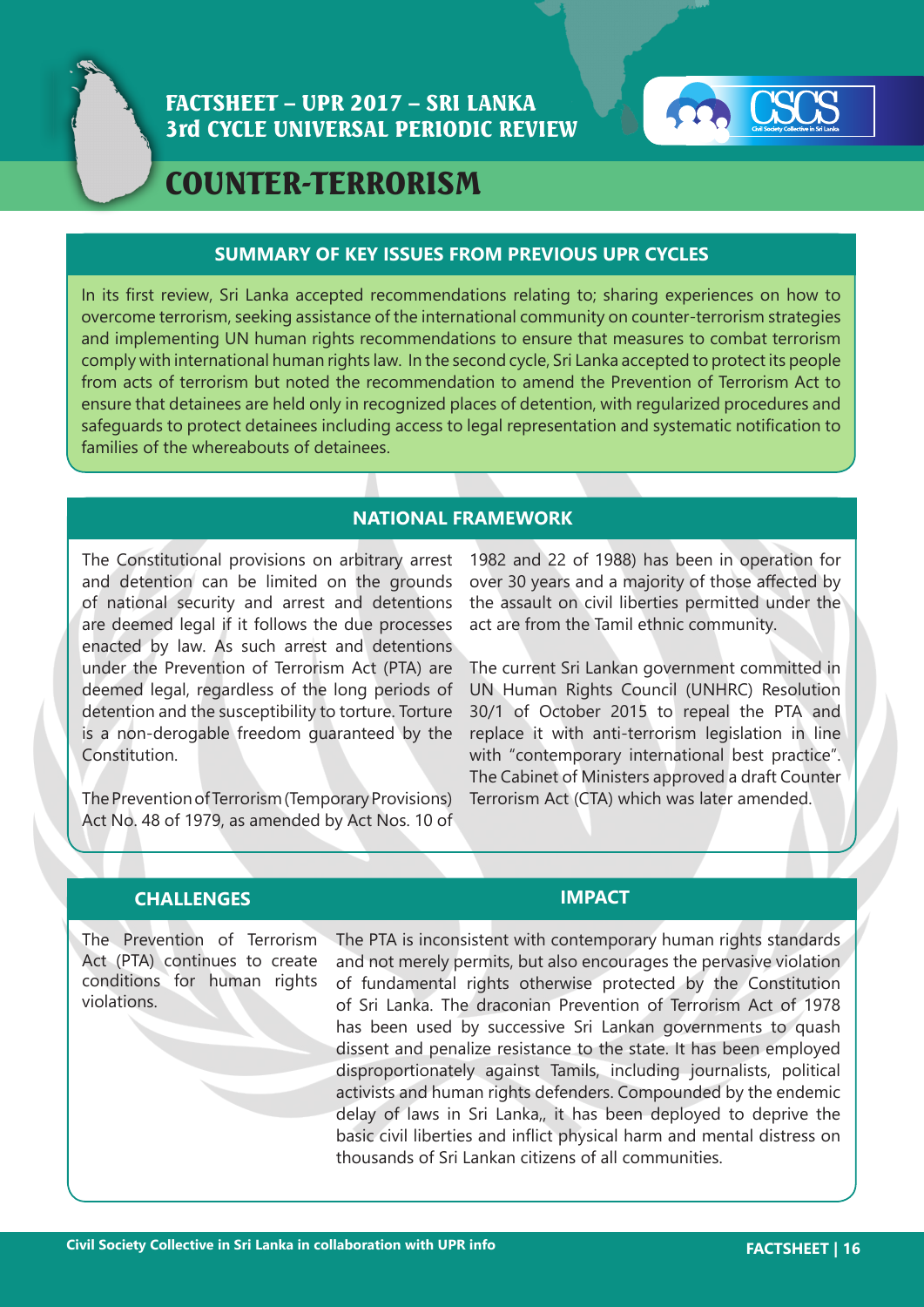# FACTSHEET – UPR 2017 – SRI LANKA
# 3rd CYCLE UNIVERSAL PERIODIC REVIEW

# COUNTER-TERRORISM

## SUMMARY OF KEY ISSUES FROM PREVIOUS UPR CYCLES

In its first review, Sri Lanka accepted recommendations relating to; sharing experiences on how to overcome terrorism, seeking assistance of the international community on counter-terrorism strategies and implementing UN human rights recommendations to ensure that measures to combat terrorism comply with international human rights law. In the second cycle, Sri Lanka accepted to protect its people from acts of terrorism but noted the recommendation to amend the Prevention of Terrorism Act to ensure that detainees are held only in recognized places of detention, with regularized procedures and safeguards to protect detainees including access to legal representation and systematic notification to families of the whereabouts of detainees.

## NATIONAL FRAMEWORK

The Constitutional provisions on arbitrary arrest and detention can be limited on the grounds of national security and arrest and detentions are deemed legal if it follows the due processes enacted by law. As such arrest and detentions under the Prevention of Terrorism Act (PTA) are deemed legal, regardless of the long periods of detention and the susceptibility to torture. Torture is a non-derogable freedom guaranteed by the Constitution.

The Prevention of Terrorism (Temporary Provisions) Act No. 48 of 1979, as amended by Act Nos. 10 of 1982 and 22 of 1988) has been in operation for over 30 years and a majority of those affected by the assault on civil liberties permitted under the act are from the Tamil ethnic community.

The current Sri Lankan government committed in UN Human Rights Council (UNHRC) Resolution 30/1 of October 2015 to repeal the PTA and replace it with anti-terrorism legislation in line with "contemporary international best practice". The Cabinet of Ministers approved a draft Counter Terrorism Act (CTA) which was later amended.

| CHALLENGES | IMPACT |
| --- | --- |
| The Prevention of Terrorism Act (PTA) continues to create conditions for human rights violations. | The PTA is inconsistent with contemporary human rights standards and not merely permits, but also encourages the pervasive violation of fundamental rights otherwise protected by the Constitution of Sri Lanka. The draconian Prevention of Terrorism Act of 1978 has been used by successive Sri Lankan governments to quash dissent and penalize resistance to the state. It has been employed disproportionately against Tamils, including journalists, political activists and human rights defenders. Compounded by the endemic delay of laws in Sri Lanka,, it has been deployed to deprive the basic civil liberties and inflict physical harm and mental distress on thousands of Sri Lankan citizens of all communities. |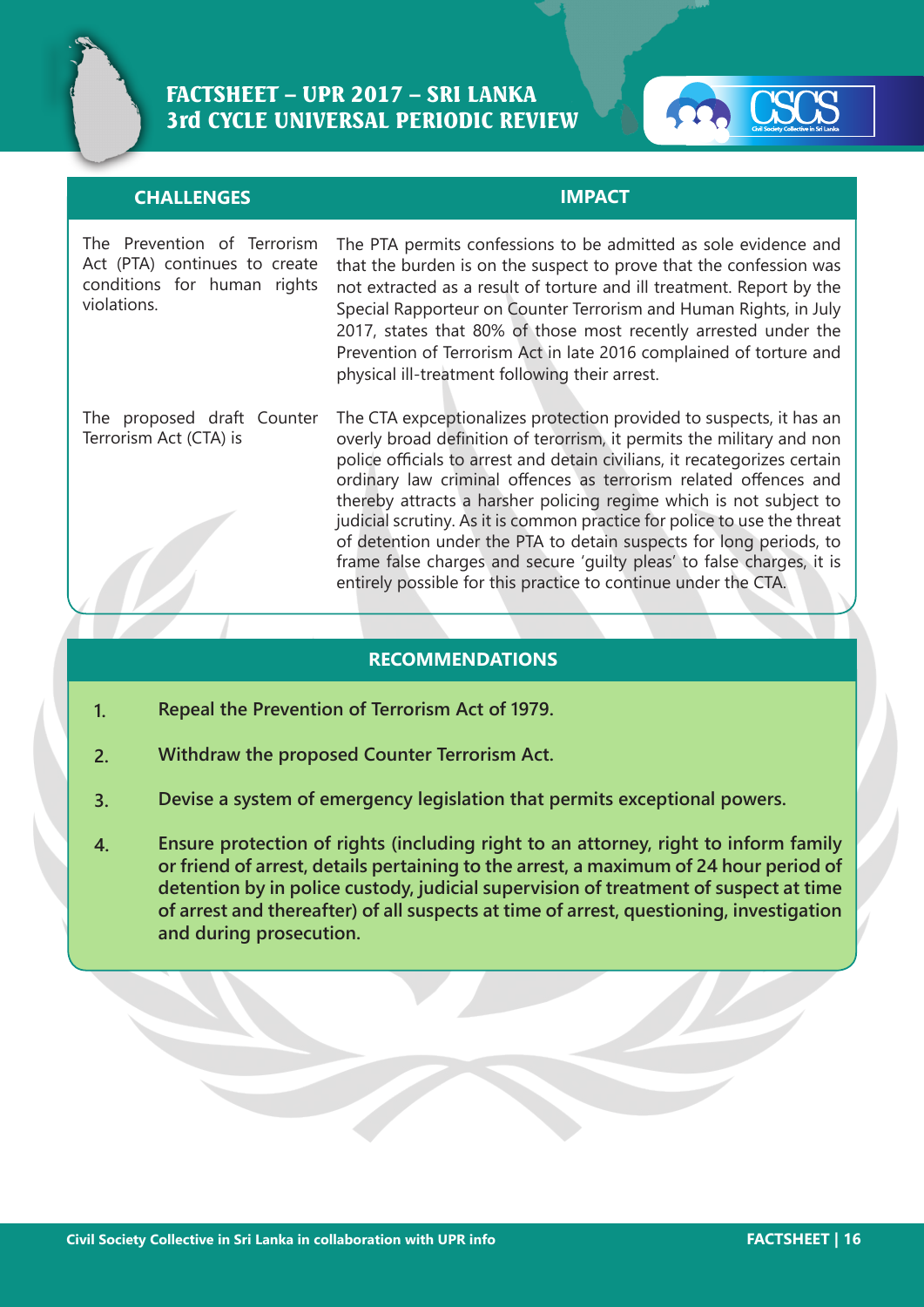| CHALLENGES | IMPACT |
|---|---|
| The Prevention of Terrorism Act (PTA) continues to create conditions for human rights violations. | The PTA permits confessions to be admitted as sole evidence and that the burden is on the suspect to prove that the confession was not extracted as a result of torture and ill treatment. Report by the Special Rapporteur on Counter Terrorism and Human Rights, in July 2017, states that 80% of those most recently arrested under the Prevention of Terrorism Act in late 2016 complained of torture and physical ill-treatment following their arrest. |
| The proposed draft Counter Terrorism Act (CTA) is | The CTA expceptionalizes protection provided to suspects, it has an overly broad definition of terorrism, it permits the military and non police officials to arrest and detain civilians, it recategorizes certain ordinary law criminal offences as terrorism related offences and thereby attracts a harsher policing regime which is not subject to judicial scrutiny. As it is common practice for police to use the threat of detention under the PTA to detain suspects for long periods, to frame false charges and secure 'guilty pleas' to false charges, it is entirely possible for this practice to continue under the CTA. |

## RECOMMENDATIONS

1. **Repeal the Prevention of Terrorism Act of 1979.**
2. **Withdraw the proposed Counter Terrorism Act.**
3. **Devise a system of emergency legislation that permits exceptional powers.**
4. **Ensure protection of rights (including right to an attorney, right to inform family or friend of arrest, details pertaining to the arrest, a maximum of 24 hour period of detention by in police custody, judicial supervision of treatment of suspect at time of arrest and thereafter) of all suspects at time of arrest, questioning, investigation and during prosecution.**